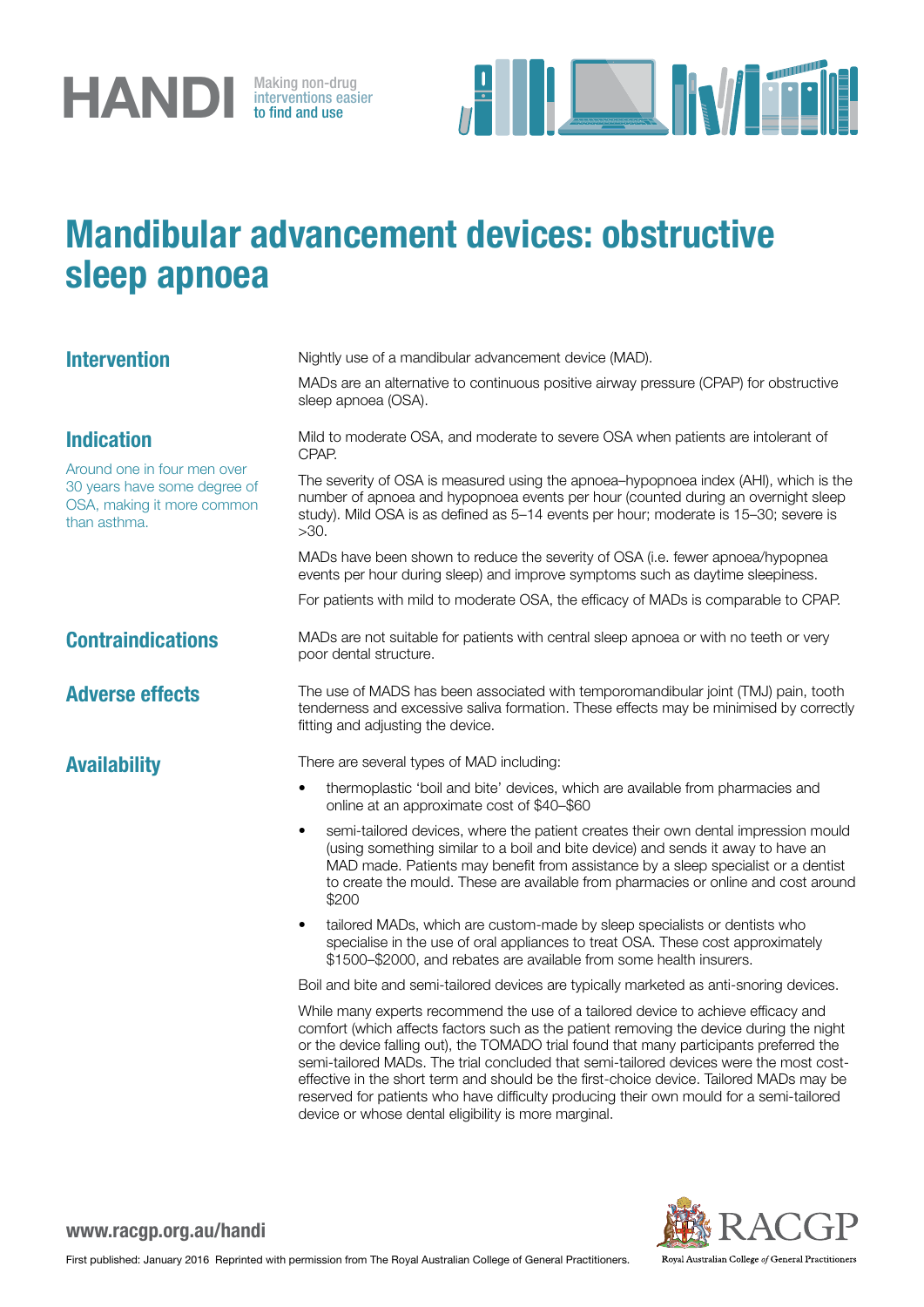HANDI Making non-drug interventions easier to find and use

# Mandibular advancement devices: obstructive sleep apnoea

## Intervention

Nightly use of a mandibular advancement device (MAD).

MADs are an alternative to continuous positive airway pressure (CPAP) for obstructive sleep apnoea (OSA).

## Indication

Around one in four men over 30 years have some degree of OSA, making it more common than asthma.

Mild to moderate OSA, and moderate to severe OSA when patients are intolerant of CPAP.

The severity of OSA is measured using the apnoea–hypopnoea index (AHI), which is the number of apnoea and hypopnoea events per hour (counted during an overnight sleep study). Mild OSA is as defined as 5–14 events per hour; moderate is 15–30; severe is >30.

MADs have been shown to reduce the severity of OSA (i.e. fewer apnoea/hypopnea events per hour during sleep) and improve symptoms such as daytime sleepiness.

For patients with mild to moderate OSA, the efficacy of MADs is comparable to CPAP.

## Contraindications

MADs are not suitable for patients with central sleep apnoea or with no teeth or very poor dental structure.

## Adverse effects

The use of MADS has been associated with temporomandibular joint (TMJ) pain, tooth tenderness and excessive saliva formation. These effects may be minimised by correctly fitting and adjusting the device.

## Availability

There are several types of MAD including:

- thermoplastic 'boil and bite' devices, which are available from pharmacies and online at an approximate cost of $40–$60
- semi-tailored devices, where the patient creates their own dental impression mould (using something similar to a boil and bite device) and sends it away to have an MAD made. Patients may benefit from assistance by a sleep specialist or a dentist to create the mould. These are available from pharmacies or online and cost around $200
- tailored MADs, which are custom-made by sleep specialists or dentists who specialise in the use of oral appliances to treat OSA. These cost approximately $1500–$2000, and rebates are available from some health insurers.

Boil and bite and semi-tailored devices are typically marketed as anti-snoring devices.

While many experts recommend the use of a tailored device to achieve efficacy and comfort (which affects factors such as the patient removing the device during the night or the device falling out), the TOMADO trial found that many participants preferred the semi-tailored MADs. The trial concluded that semi-tailored devices were the most cost-effective in the short term and should be the first-choice device. Tailored MADs may be reserved for patients who have difficulty producing their own mould for a semi-tailored device or whose dental eligibility is more marginal.

www.racgp.org.au/handi

First published: January 2016 Reprinted with permission from The Royal Australian College of General Practitioners.

RACGP Royal Australian College of General Practitioners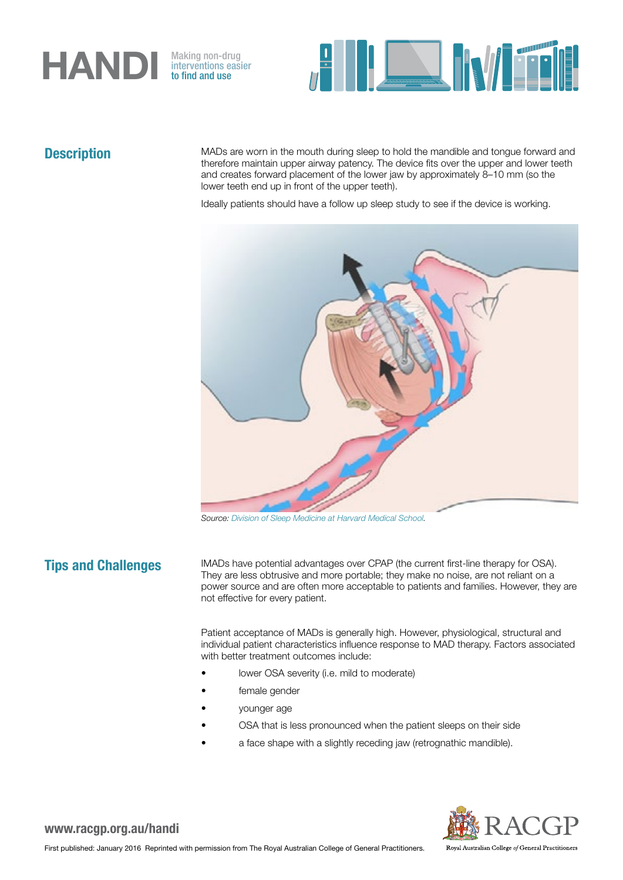## Description

MADs are worn in the mouth during sleep to hold the mandible and tongue forward and therefore maintain upper airway patency. The device fits over the upper and lower teeth and creates forward placement of the lower jaw by approximately 8–10 mm (so the lower teeth end up in front of the upper teeth).

Ideally patients should have a follow up sleep study to see if the device is working.

*Source: Division of Sleep Medicine at Harvard Medical School.*

## Tips and Challenges

IMADs have potential advantages over CPAP (the current first-line therapy for OSA). They are less obtrusive and more portable; they make no noise, are not reliant on a power source and are often more acceptable to patients and families. However, they are not effective for every patient.

Patient acceptance of MADs is generally high. However, physiological, structural and individual patient characteristics influence response to MAD therapy. Factors associated with better treatment outcomes include:

- lower OSA severity (i.e. mild to moderate)
- female gender
- younger age
- OSA that is less pronounced when the patient sleeps on their side
- a face shape with a slightly receding jaw (retrognathic mandible).

www.racgp.org.au/handi

First published: January 2016 Reprinted with permission from The Royal Australian College of General Practitioners.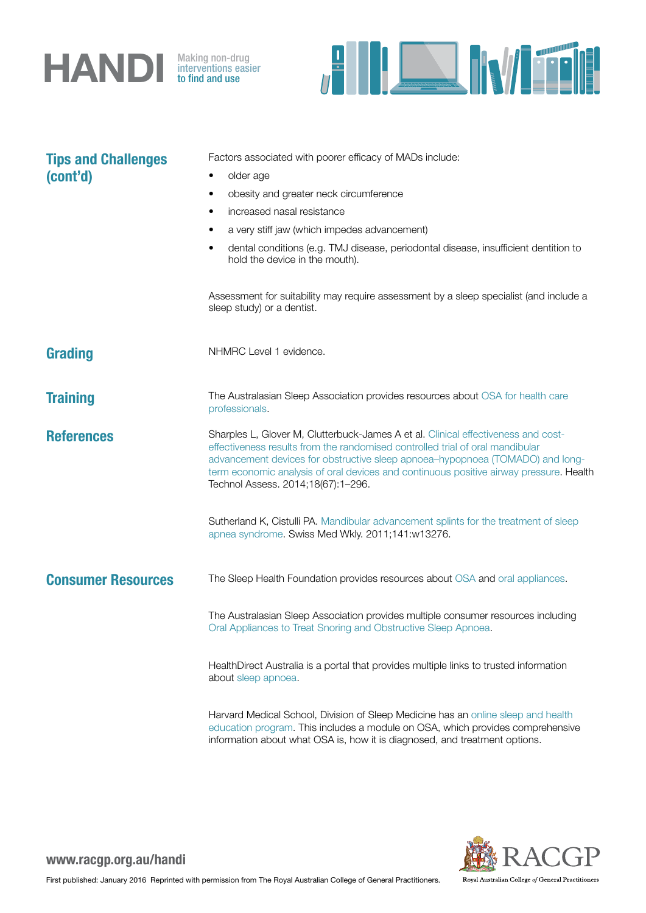## Tips and Challenges (cont'd)

Factors associated with poorer efficacy of MADs include:

- older age
- obesity and greater neck circumference
- increased nasal resistance
- a very stiff jaw (which impedes advancement)
- dental conditions (e.g. TMJ disease, periodontal disease, insufficient dentition to hold the device in the mouth).

Assessment for suitability may require assessment by a sleep specialist (and include a sleep study) or a dentist.

## Grading

NHMRC Level 1 evidence.

## Training

The Australasian Sleep Association provides resources about OSA for health care professionals.

## References

Sharples L, Glover M, Clutterbuck-James A et al. Clinical effectiveness and cost-effectiveness results from the randomised controlled trial of oral mandibular advancement devices for obstructive sleep apnoea–hypopnoea (TOMADO) and long-term economic analysis of oral devices and continuous positive airway pressure. Health Technol Assess. 2014;18(67):1–296.

Sutherland K, Cistulli PA. Mandibular advancement splints for the treatment of sleep apnea syndrome. Swiss Med Wkly. 2011;141:w13276.

## Consumer Resources

The Sleep Health Foundation provides resources about OSA and oral appliances.

The Australasian Sleep Association provides multiple consumer resources including Oral Appliances to Treat Snoring and Obstructive Sleep Apnoea.

HealthDirect Australia is a portal that provides multiple links to trusted information about sleep apnoea.

Harvard Medical School, Division of Sleep Medicine has an online sleep and health education program. This includes a module on OSA, which provides comprehensive information about what OSA is, how it is diagnosed, and treatment options.

www.racgp.org.au/handi

First published: January 2016 Reprinted with permission from The Royal Australian College of General Practitioners.